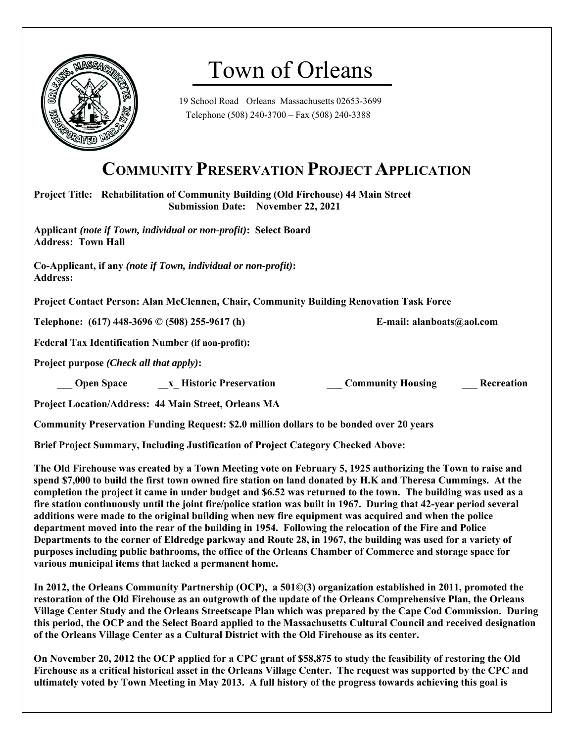# Town of Orleans

19 School Road Orleans Massachusetts 02653-3699
Telephone (508) 240-3700 – Fax (508) 240-3388

## COMMUNITY PRESERVATION PROJECT APPLICATION

**Project Title: Rehabilitation of Community Building (Old Firehouse) 44 Main Street**
**Submission Date: November 22, 2021**

**Applicant *(note if Town, individual or non-profit)*: Select Board**
**Address: Town Hall**

**Co-Applicant, if any *(note if Town, individual or non-profit)*:**
**Address:**

**Project Contact Person: Alan McClennen, Chair, Community Building Renovation Task Force**

**Telephone: (617) 448-3696 © (508) 255-9617 (h)** **E-mail: alanboats@aol.com**

**Federal Tax Identification Number (if non-profit):**

**Project purpose *(Check all that apply)*:**

**___ Open Space __x_ Historic Preservation ___ Community Housing ___ Recreation**

**Project Location/Address: 44 Main Street, Orleans MA**

**Community Preservation Funding Request: $2.0 million dollars to be bonded over 20 years**

**Brief Project Summary, Including Justification of Project Category Checked Above:**

**The Old Firehouse was created by a Town Meeting vote on February 5, 1925 authorizing the Town to raise and spend $7,000 to build the first town owned fire station on land donated by H.K and Theresa Cummings. At the completion the project it came in under budget and $6.52 was returned to the town. The building was used as a fire station continuously until the joint fire/police station was built in 1967. During that 42-year period several additions were made to the original building when new fire equipment was acquired and when the police department moved into the rear of the building in 1954. Following the relocation of the Fire and Police Departments to the corner of Eldredge parkway and Route 28, in 1967, the building was used for a variety of purposes including public bathrooms, the office of the Orleans Chamber of Commerce and storage space for various municipal items that lacked a permanent home.**

**In 2012, the Orleans Community Partnership (OCP), a 501©(3) organization established in 2011, promoted the restoration of the Old Firehouse as an outgrowth of the update of the Orleans Comprehensive Plan, the Orleans Village Center Study and the Orleans Streetscape Plan which was prepared by the Cape Cod Commission. During this period, the OCP and the Select Board applied to the Massachusetts Cultural Council and received designation of the Orleans Village Center as a Cultural District with the Old Firehouse as its center.**

**On November 20, 2012 the OCP applied for a CPC grant of $58,875 to study the feasibility of restoring the Old Firehouse as a critical historical asset in the Orleans Village Center. The request was supported by the CPC and ultimately voted by Town Meeting in May 2013. A full history of the progress towards achieving this goal is**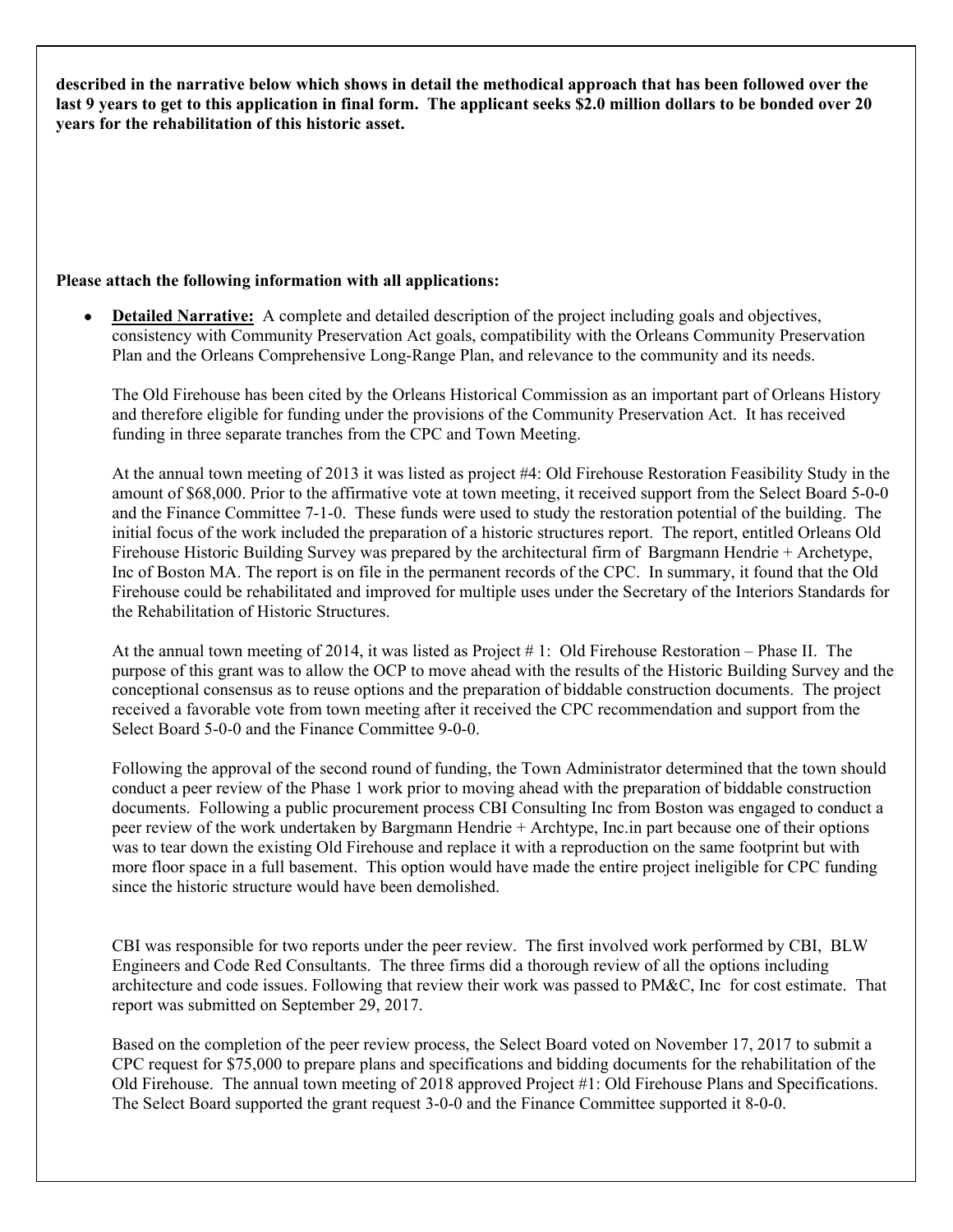**described in the narrative below which shows in detail the methodical approach that has been followed over the last 9 years to get to this application in final form. The applicant seeks $2.0 million dollars to be bonded over 20 years for the rehabilitation of this historic asset.**

**Please attach the following information with all applications:**

- **Detailed Narrative:** A complete and detailed description of the project including goals and objectives, consistency with Community Preservation Act goals, compatibility with the Orleans Community Preservation Plan and the Orleans Comprehensive Long-Range Plan, and relevance to the community and its needs.

  The Old Firehouse has been cited by the Orleans Historical Commission as an important part of Orleans History and therefore eligible for funding under the provisions of the Community Preservation Act. It has received funding in three separate tranches from the CPC and Town Meeting.

  At the annual town meeting of 2013 it was listed as project #4: Old Firehouse Restoration Feasibility Study in the amount of $68,000. Prior to the affirmative vote at town meeting, it received support from the Select Board 5-0-0 and the Finance Committee 7-1-0. These funds were used to study the restoration potential of the building. The initial focus of the work included the preparation of a historic structures report. The report, entitled Orleans Old Firehouse Historic Building Survey was prepared by the architectural firm of Bargmann Hendrie + Archetype, Inc of Boston MA. The report is on file in the permanent records of the CPC. In summary, it found that the Old Firehouse could be rehabilitated and improved for multiple uses under the Secretary of the Interiors Standards for the Rehabilitation of Historic Structures.

  At the annual town meeting of 2014, it was listed as Project # 1: Old Firehouse Restoration – Phase II. The purpose of this grant was to allow the OCP to move ahead with the results of the Historic Building Survey and the conceptional consensus as to reuse options and the preparation of biddable construction documents. The project received a favorable vote from town meeting after it received the CPC recommendation and support from the Select Board 5-0-0 and the Finance Committee 9-0-0.

  Following the approval of the second round of funding, the Town Administrator determined that the town should conduct a peer review of the Phase 1 work prior to moving ahead with the preparation of biddable construction documents. Following a public procurement process CBI Consulting Inc from Boston was engaged to conduct a peer review of the work undertaken by Bargmann Hendrie + Archtype, Inc.in part because one of their options was to tear down the existing Old Firehouse and replace it with a reproduction on the same footprint but with more floor space in a full basement. This option would have made the entire project ineligible for CPC funding since the historic structure would have been demolished.

  CBI was responsible for two reports under the peer review. The first involved work performed by CBI, BLW Engineers and Code Red Consultants. The three firms did a thorough review of all the options including architecture and code issues. Following that review their work was passed to PM&C, Inc for cost estimate. That report was submitted on September 29, 2017.

  Based on the completion of the peer review process, the Select Board voted on November 17, 2017 to submit a CPC request for $75,000 to prepare plans and specifications and bidding documents for the rehabilitation of the Old Firehouse. The annual town meeting of 2018 approved Project #1: Old Firehouse Plans and Specifications. The Select Board supported the grant request 3-0-0 and the Finance Committee supported it 8-0-0.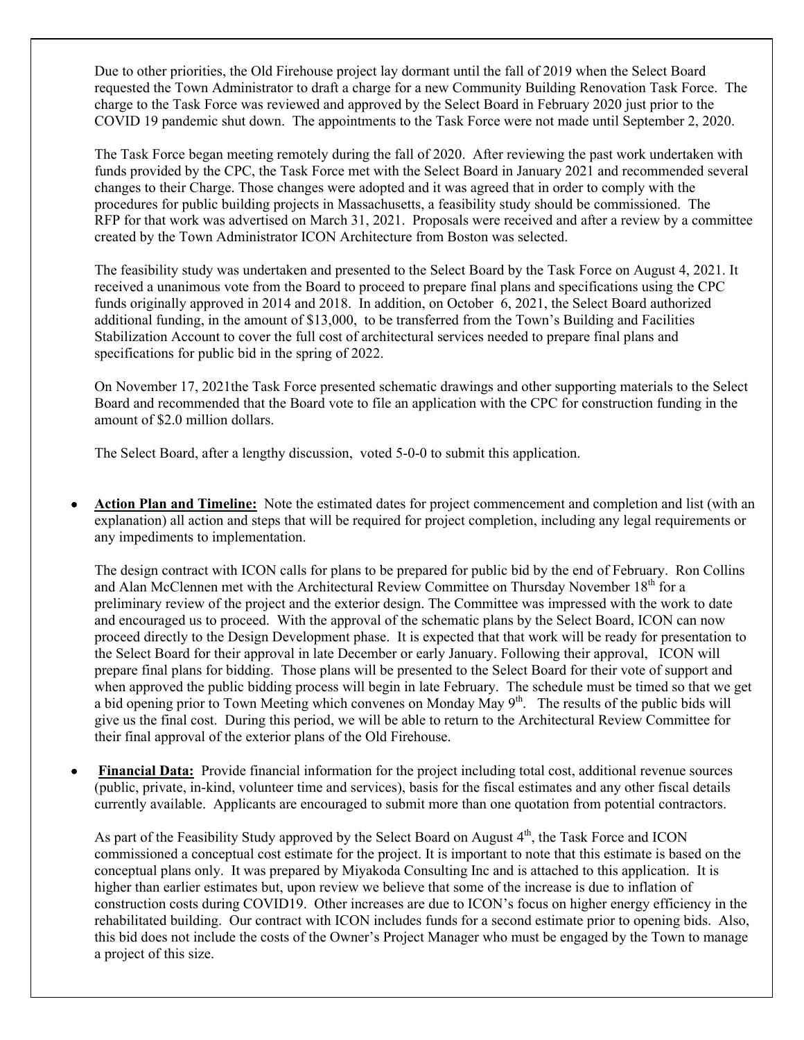Due to other priorities, the Old Firehouse project lay dormant until the fall of 2019 when the Select Board requested the Town Administrator to draft a charge for a new Community Building Renovation Task Force. The charge to the Task Force was reviewed and approved by the Select Board in February 2020 just prior to the COVID 19 pandemic shut down. The appointments to the Task Force were not made until September 2, 2020.

The Task Force began meeting remotely during the fall of 2020. After reviewing the past work undertaken with funds provided by the CPC, the Task Force met with the Select Board in January 2021 and recommended several changes to their Charge. Those changes were adopted and it was agreed that in order to comply with the procedures for public building projects in Massachusetts, a feasibility study should be commissioned. The RFP for that work was advertised on March 31, 2021. Proposals were received and after a review by a committee created by the Town Administrator ICON Architecture from Boston was selected.

The feasibility study was undertaken and presented to the Select Board by the Task Force on August 4, 2021. It received a unanimous vote from the Board to proceed to prepare final plans and specifications using the CPC funds originally approved in 2014 and 2018. In addition, on October 6, 2021, the Select Board authorized additional funding, in the amount of $13,000, to be transferred from the Town's Building and Facilities Stabilization Account to cover the full cost of architectural services needed to prepare final plans and specifications for public bid in the spring of 2022.

On November 17, 2021the Task Force presented schematic drawings and other supporting materials to the Select Board and recommended that the Board vote to file an application with the CPC for construction funding in the amount of $2.0 million dollars.

The Select Board, after a lengthy discussion, voted 5-0-0 to submit this application.

- **Action Plan and Timeline:** Note the estimated dates for project commencement and completion and list (with an explanation) all action and steps that will be required for project completion, including any legal requirements or any impediments to implementation.

  The design contract with ICON calls for plans to be prepared for public bid by the end of February. Ron Collins and Alan McClennen met with the Architectural Review Committee on Thursday November 18th for a preliminary review of the project and the exterior design. The Committee was impressed with the work to date and encouraged us to proceed. With the approval of the schematic plans by the Select Board, ICON can now proceed directly to the Design Development phase. It is expected that that work will be ready for presentation to the Select Board for their approval in late December or early January. Following their approval, ICON will prepare final plans for bidding. Those plans will be presented to the Select Board for their vote of support and when approved the public bidding process will begin in late February. The schedule must be timed so that we get a bid opening prior to Town Meeting which convenes on Monday May 9th. The results of the public bids will give us the final cost. During this period, we will be able to return to the Architectural Review Committee for their final approval of the exterior plans of the Old Firehouse.

- **Financial Data:** Provide financial information for the project including total cost, additional revenue sources (public, private, in-kind, volunteer time and services), basis for the fiscal estimates and any other fiscal details currently available. Applicants are encouraged to submit more than one quotation from potential contractors.

  As part of the Feasibility Study approved by the Select Board on August 4th, the Task Force and ICON commissioned a conceptual cost estimate for the project. It is important to note that this estimate is based on the conceptual plans only. It was prepared by Miyakoda Consulting Inc and is attached to this application. It is higher than earlier estimates but, upon review we believe that some of the increase is due to inflation of construction costs during COVID19. Other increases are due to ICON's focus on higher energy efficiency in the rehabilitated building. Our contract with ICON includes funds for a second estimate prior to opening bids. Also, this bid does not include the costs of the Owner's Project Manager who must be engaged by the Town to manage a project of this size.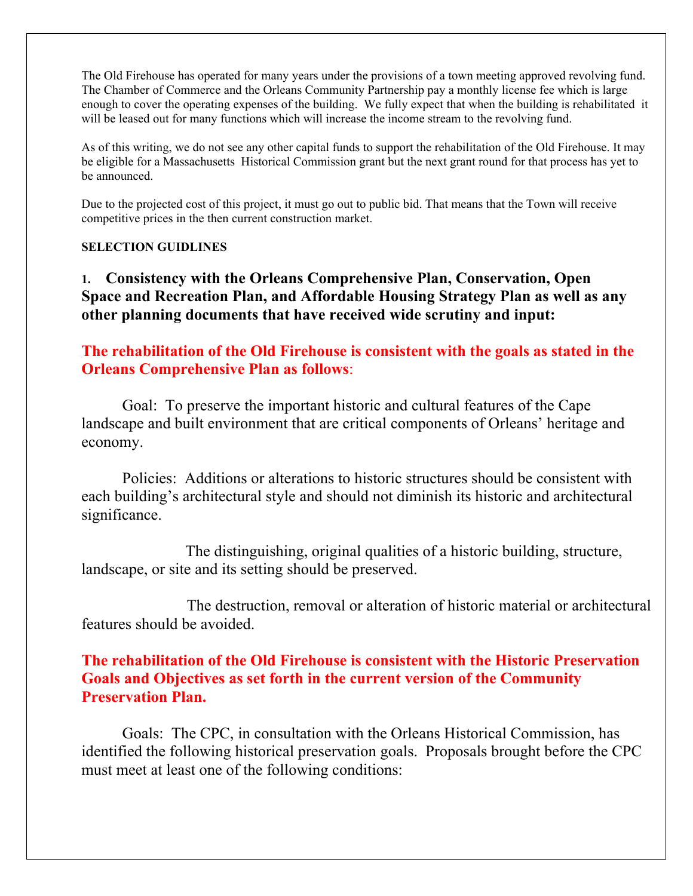The Old Firehouse has operated for many years under the provisions of a town meeting approved revolving fund. The Chamber of Commerce and the Orleans Community Partnership pay a monthly license fee which is large enough to cover the operating expenses of the building. We fully expect that when the building is rehabilitated it will be leased out for many functions which will increase the income stream to the revolving fund.

As of this writing, we do not see any other capital funds to support the rehabilitation of the Old Firehouse. It may be eligible for a Massachusetts Historical Commission grant but the next grant round for that process has yet to be announced.

Due to the projected cost of this project, it must go out to public bid. That means that the Town will receive competitive prices in the then current construction market.

**SELECTION GUIDLINES**

**1. Consistency with the Orleans Comprehensive Plan, Conservation, Open Space and Recreation Plan, and Affordable Housing Strategy Plan as well as any other planning documents that have received wide scrutiny and input:**

**The rehabilitation of the Old Firehouse is consistent with the goals as stated in the Orleans Comprehensive Plan as follows**:

Goal: To preserve the important historic and cultural features of the Cape landscape and built environment that are critical components of Orleans' heritage and economy.

Policies: Additions or alterations to historic structures should be consistent with each building's architectural style and should not diminish its historic and architectural significance.

The distinguishing, original qualities of a historic building, structure, landscape, or site and its setting should be preserved.

The destruction, removal or alteration of historic material or architectural features should be avoided.

**The rehabilitation of the Old Firehouse is consistent with the Historic Preservation Goals and Objectives as set forth in the current version of the Community Preservation Plan.**

Goals: The CPC, in consultation with the Orleans Historical Commission, has identified the following historical preservation goals. Proposals brought before the CPC must meet at least one of the following conditions: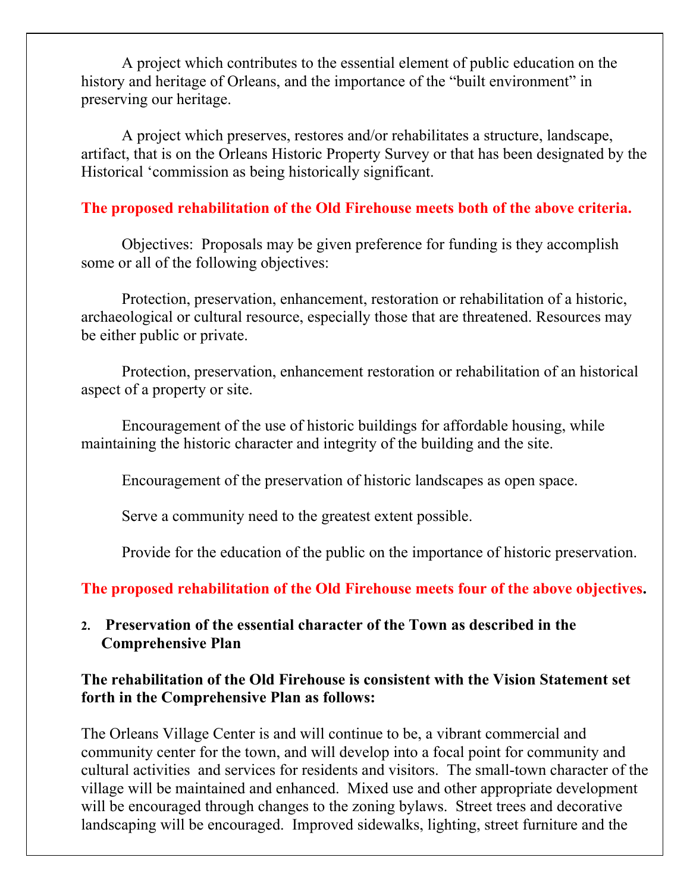A project which contributes to the essential element of public education on the history and heritage of Orleans, and the importance of the "built environment" in preserving our heritage.

A project which preserves, restores and/or rehabilitates a structure, landscape, artifact, that is on the Orleans Historic Property Survey or that has been designated by the Historical 'commission as being historically significant.

**The proposed rehabilitation of the Old Firehouse meets both of the above criteria.**

Objectives: Proposals may be given preference for funding is they accomplish some or all of the following objectives:

Protection, preservation, enhancement, restoration or rehabilitation of a historic, archaeological or cultural resource, especially those that are threatened. Resources may be either public or private.

Protection, preservation, enhancement restoration or rehabilitation of an historical aspect of a property or site.

Encouragement of the use of historic buildings for affordable housing, while maintaining the historic character and integrity of the building and the site.

Encouragement of the preservation of historic landscapes as open space.

Serve a community need to the greatest extent possible.

Provide for the education of the public on the importance of historic preservation.

**The proposed rehabilitation of the Old Firehouse meets four of the above objectives.**

**2. Preservation of the essential character of the Town as described in the Comprehensive Plan**

**The rehabilitation of the Old Firehouse is consistent with the Vision Statement set forth in the Comprehensive Plan as follows:**

The Orleans Village Center is and will continue to be, a vibrant commercial and community center for the town, and will develop into a focal point for community and cultural activities and services for residents and visitors. The small-town character of the village will be maintained and enhanced. Mixed use and other appropriate development will be encouraged through changes to the zoning bylaws. Street trees and decorative landscaping will be encouraged. Improved sidewalks, lighting, street furniture and the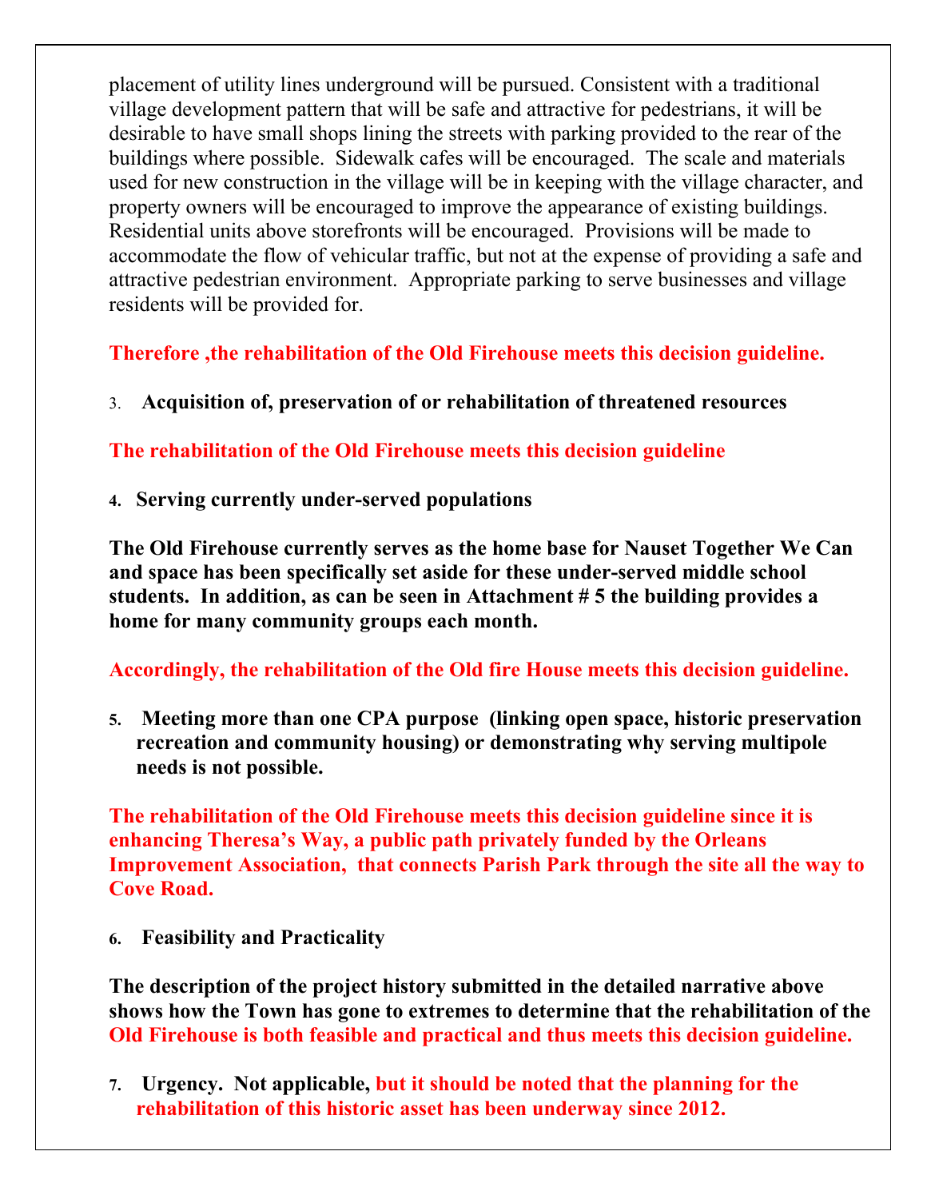placement of utility lines underground will be pursued. Consistent with a traditional village development pattern that will be safe and attractive for pedestrians, it will be desirable to have small shops lining the streets with parking provided to the rear of the buildings where possible. Sidewalk cafes will be encouraged. The scale and materials used for new construction in the village will be in keeping with the village character, and property owners will be encouraged to improve the appearance of existing buildings. Residential units above storefronts will be encouraged. Provisions will be made to accommodate the flow of vehicular traffic, but not at the expense of providing a safe and attractive pedestrian environment. Appropriate parking to serve businesses and village residents will be provided for.

**Therefore ,the rehabilitation of the Old Firehouse meets this decision guideline.**

3. **Acquisition of, preservation of or rehabilitation of threatened resources**

**The rehabilitation of the Old Firehouse meets this decision guideline**

4. **Serving currently under-served populations**

**The Old Firehouse currently serves as the home base for Nauset Together We Can and space has been specifically set aside for these under-served middle school students. In addition, as can be seen in Attachment # 5 the building provides a home for many community groups each month.**

**Accordingly, the rehabilitation of the Old fire House meets this decision guideline.**

5. **Meeting more than one CPA purpose (linking open space, historic preservation recreation and community housing) or demonstrating why serving multipole needs is not possible.**

**The rehabilitation of the Old Firehouse meets this decision guideline since it is enhancing Theresa's Way, a public path privately funded by the Orleans Improvement Association, that connects Parish Park through the site all the way to Cove Road.**

6. **Feasibility and Practicality**

**The description of the project history submitted in the detailed narrative above shows how the Town has gone to extremes to determine that the rehabilitation of the Old Firehouse is both feasible and practical and thus meets this decision guideline.**

7. **Urgency. Not applicable, but it should be noted that the planning for the rehabilitation of this historic asset has been underway since 2012.**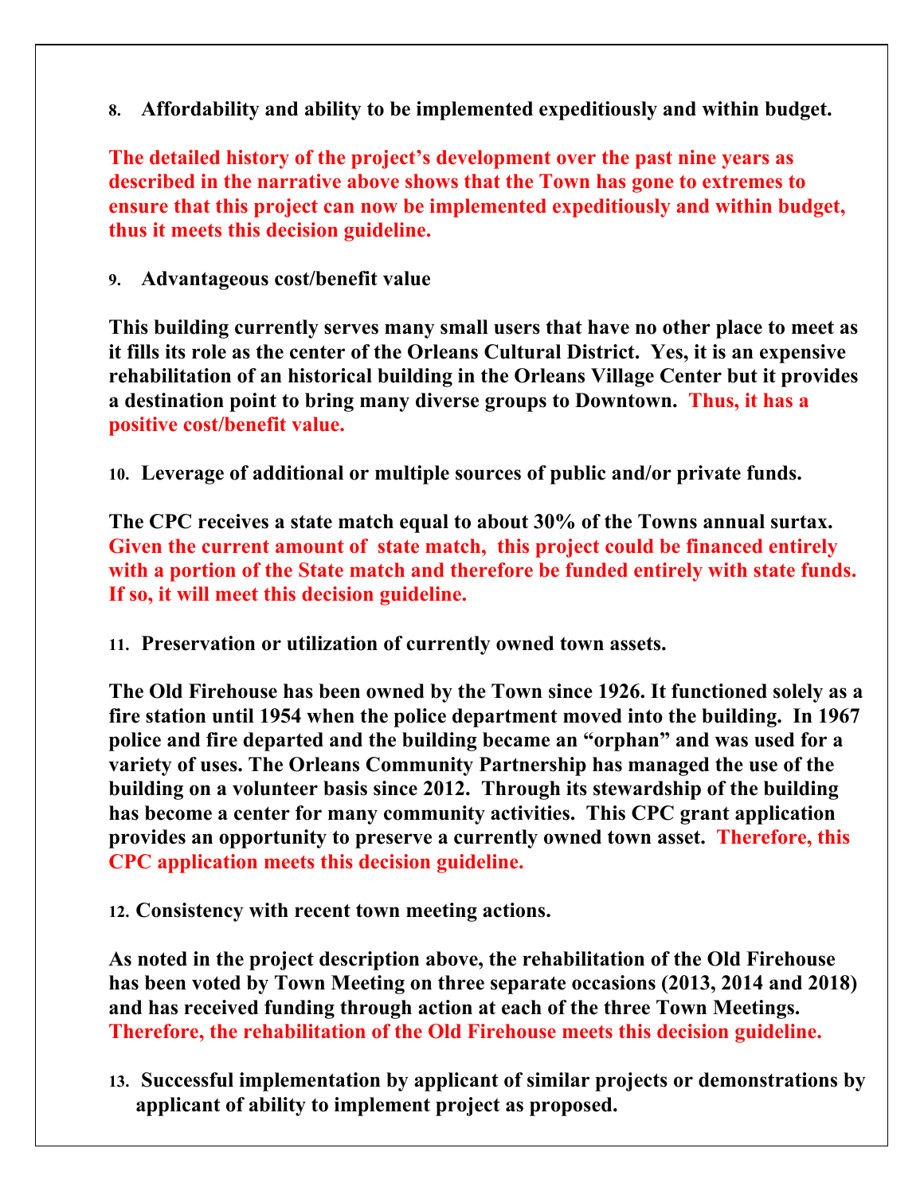**8. Affordability and ability to be implemented expeditiously and within budget.**

**The detailed history of the project's development over the past nine years as described in the narrative above shows that the Town has gone to extremes to ensure that this project can now be implemented expeditiously and within budget, thus it meets this decision guideline.**

**9. Advantageous cost/benefit value**

**This building currently serves many small users that have no other place to meet as it fills its role as the center of the Orleans Cultural District. Yes, it is an expensive rehabilitation of an historical building in the Orleans Village Center but it provides a destination point to bring many diverse groups to Downtown. Thus, it has a positive cost/benefit value.**

**10. Leverage of additional or multiple sources of public and/or private funds.**

**The CPC receives a state match equal to about 30% of the Towns annual surtax. Given the current amount of state match, this project could be financed entirely with a portion of the State match and therefore be funded entirely with state funds. If so, it will meet this decision guideline.**

**11. Preservation or utilization of currently owned town assets.**

**The Old Firehouse has been owned by the Town since 1926. It functioned solely as a fire station until 1954 when the police department moved into the building. In 1967 police and fire departed and the building became an "orphan" and was used for a variety of uses. The Orleans Community Partnership has managed the use of the building on a volunteer basis since 2012. Through its stewardship of the building has become a center for many community activities. This CPC grant application provides an opportunity to preserve a currently owned town asset. Therefore, this CPC application meets this decision guideline.**

**12. Consistency with recent town meeting actions.**

**As noted in the project description above, the rehabilitation of the Old Firehouse has been voted by Town Meeting on three separate occasions (2013, 2014 and 2018) and has received funding through action at each of the three Town Meetings. Therefore, the rehabilitation of the Old Firehouse meets this decision guideline.**

**13. Successful implementation by applicant of similar projects or demonstrations by applicant of ability to implement project as proposed.**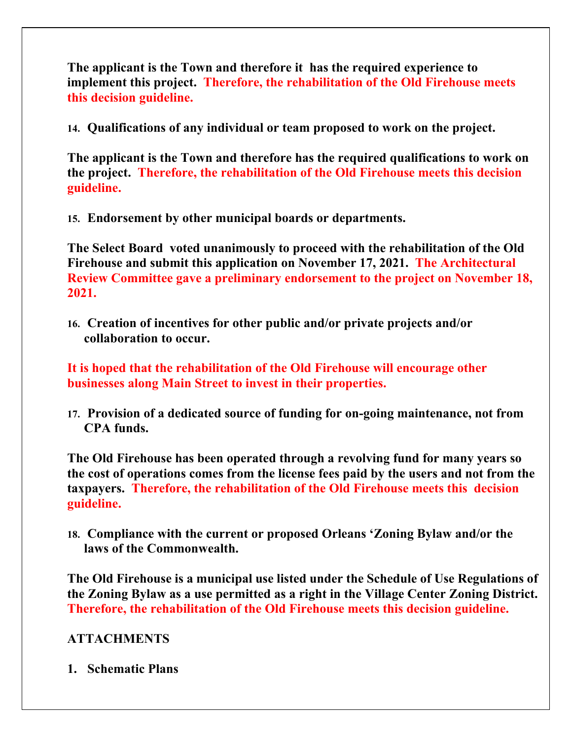**The applicant is the Town and therefore it has the required experience to implement this project. Therefore, the rehabilitation of the Old Firehouse meets this decision guideline.**

**14. Qualifications of any individual or team proposed to work on the project.**

**The applicant is the Town and therefore has the required qualifications to work on the project. Therefore, the rehabilitation of the Old Firehouse meets this decision guideline.**

**15. Endorsement by other municipal boards or departments.**

**The Select Board voted unanimously to proceed with the rehabilitation of the Old Firehouse and submit this application on November 17, 2021. The Architectural Review Committee gave a preliminary endorsement to the project on November 18, 2021.**

**16. Creation of incentives for other public and/or private projects and/or collaboration to occur.**

**It is hoped that the rehabilitation of the Old Firehouse will encourage other businesses along Main Street to invest in their properties.**

**17. Provision of a dedicated source of funding for on-going maintenance, not from CPA funds.**

**The Old Firehouse has been operated through a revolving fund for many years so the cost of operations comes from the license fees paid by the users and not from the taxpayers. Therefore, the rehabilitation of the Old Firehouse meets this decision guideline.**

**18. Compliance with the current or proposed Orleans 'Zoning Bylaw and/or the laws of the Commonwealth.**

**The Old Firehouse is a municipal use listed under the Schedule of Use Regulations of the Zoning Bylaw as a use permitted as a right in the Village Center Zoning District. Therefore, the rehabilitation of the Old Firehouse meets this decision guideline.**

**ATTACHMENTS**

**1. Schematic Plans**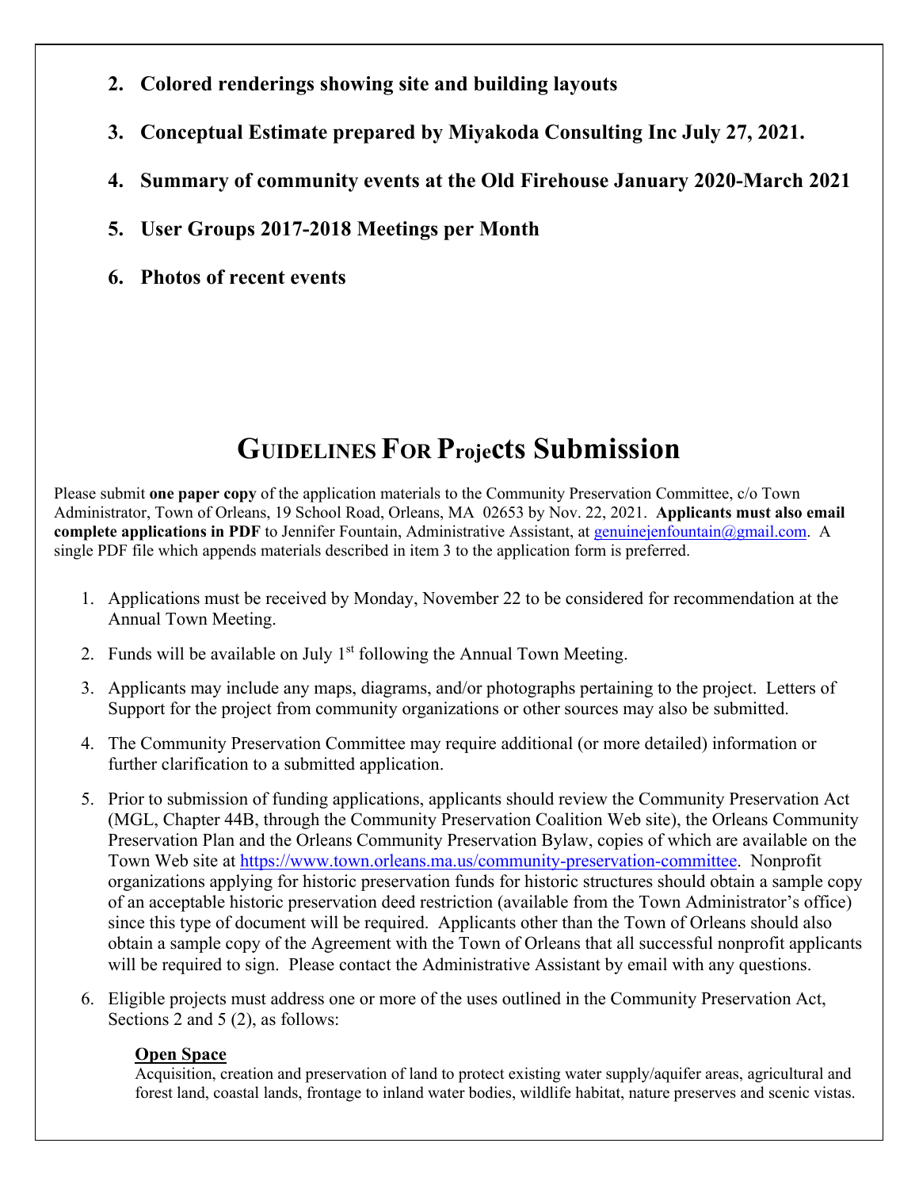2. **Colored renderings showing site and building layouts**
3. **Conceptual Estimate prepared by Miyakoda Consulting Inc July 27, 2021.**
4. **Summary of community events at the Old Firehouse January 2020-March 2021**
5. **User Groups 2017-2018 Meetings per Month**
6. **Photos of recent events**

# GUIDELINES FOR Projects Submission

Please submit **one paper copy** of the application materials to the Community Preservation Committee, c/o Town Administrator, Town of Orleans, 19 School Road, Orleans, MA 02653 by Nov. 22, 2021. **Applicants must also email complete applications in PDF** to Jennifer Fountain, Administrative Assistant, at genuinejenfountain@gmail.com. A single PDF file which appends materials described in item 3 to the application form is preferred.

1. Applications must be received by Monday, November 22 to be considered for recommendation at the Annual Town Meeting.
2. Funds will be available on July 1st following the Annual Town Meeting.
3. Applicants may include any maps, diagrams, and/or photographs pertaining to the project. Letters of Support for the project from community organizations or other sources may also be submitted.
4. The Community Preservation Committee may require additional (or more detailed) information or further clarification to a submitted application.
5. Prior to submission of funding applications, applicants should review the Community Preservation Act (MGL, Chapter 44B, through the Community Preservation Coalition Web site), the Orleans Community Preservation Plan and the Orleans Community Preservation Bylaw, copies of which are available on the Town Web site at https://www.town.orleans.ma.us/community-preservation-committee. Nonprofit organizations applying for historic preservation funds for historic structures should obtain a sample copy of an acceptable historic preservation deed restriction (available from the Town Administrator's office) since this type of document will be required. Applicants other than the Town of Orleans should also obtain a sample copy of the Agreement with the Town of Orleans that all successful nonprofit applicants will be required to sign. Please contact the Administrative Assistant by email with any questions.
6. Eligible projects must address one or more of the uses outlined in the Community Preservation Act, Sections 2 and 5 (2), as follows:

   **Open Space**
   Acquisition, creation and preservation of land to protect existing water supply/aquifer areas, agricultural and forest land, coastal lands, frontage to inland water bodies, wildlife habitat, nature preserves and scenic vistas.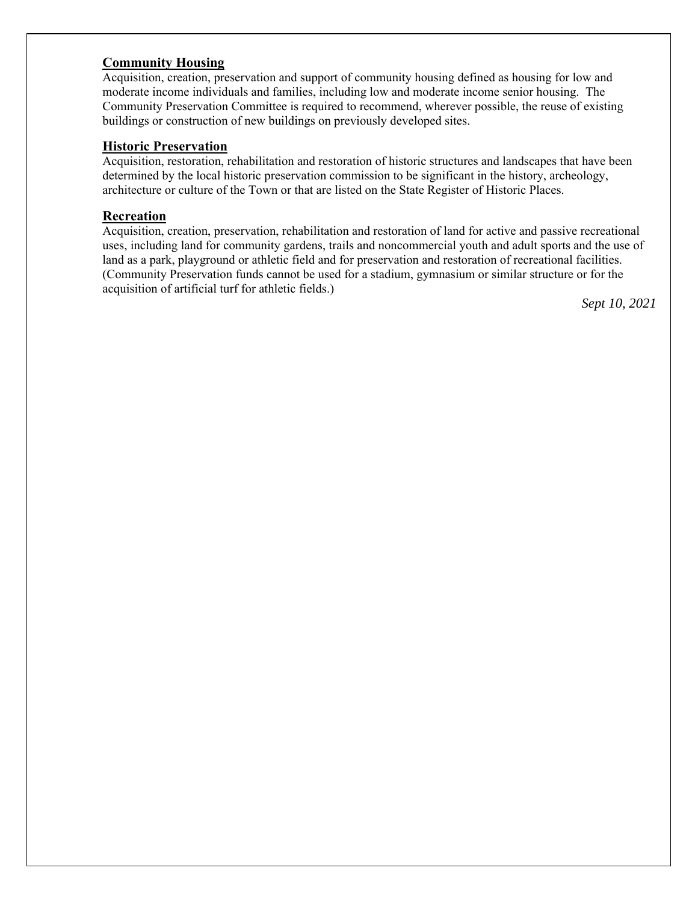**Community Housing**

Acquisition, creation, preservation and support of community housing defined as housing for low and moderate income individuals and families, including low and moderate income senior housing. The Community Preservation Committee is required to recommend, wherever possible, the reuse of existing buildings or construction of new buildings on previously developed sites.

**Historic Preservation**

Acquisition, restoration, rehabilitation and restoration of historic structures and landscapes that have been determined by the local historic preservation commission to be significant in the history, archeology, architecture or culture of the Town or that are listed on the State Register of Historic Places.

**Recreation**

Acquisition, creation, preservation, rehabilitation and restoration of land for active and passive recreational uses, including land for community gardens, trails and noncommercial youth and adult sports and the use of land as a park, playground or athletic field and for preservation and restoration of recreational facilities. (Community Preservation funds cannot be used for a stadium, gymnasium or similar structure or for the acquisition of artificial turf for athletic fields.)

*Sept 10, 2021*